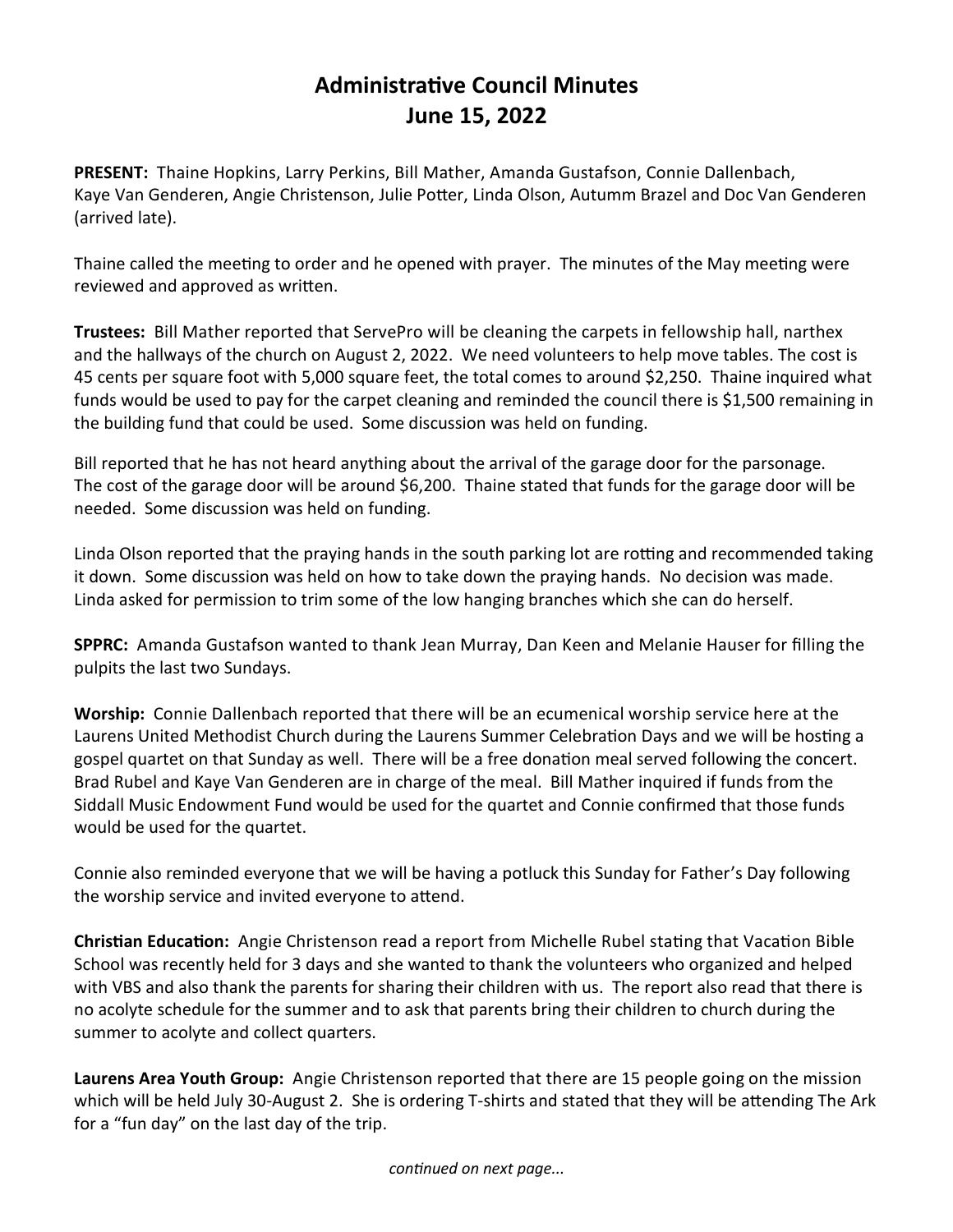# Administrative Council Minutes
# June 15, 2022

**PRESENT:** Thaine Hopkins, Larry Perkins, Bill Mather, Amanda Gustafson, Connie Dallenbach, Kaye Van Genderen, Angie Christenson, Julie Potter, Linda Olson, Autumm Brazel and Doc Van Genderen (arrived late).

Thaine called the meeting to order and he opened with prayer. The minutes of the May meeting were reviewed and approved as written.

**Trustees:** Bill Mather reported that ServePro will be cleaning the carpets in fellowship hall, narthex and the hallways of the church on August 2, 2022. We need volunteers to help move tables. The cost is 45 cents per square foot with 5,000 square feet, the total comes to around $2,250. Thaine inquired what funds would be used to pay for the carpet cleaning and reminded the council there is $1,500 remaining in the building fund that could be used. Some discussion was held on funding.

Bill reported that he has not heard anything about the arrival of the garage door for the parsonage. The cost of the garage door will be around $6,200. Thaine stated that funds for the garage door will be needed. Some discussion was held on funding.

Linda Olson reported that the praying hands in the south parking lot are rotting and recommended taking it down. Some discussion was held on how to take down the praying hands. No decision was made. Linda asked for permission to trim some of the low hanging branches which she can do herself.

**SPPRC:** Amanda Gustafson wanted to thank Jean Murray, Dan Keen and Melanie Hauser for filling the pulpits the last two Sundays.

**Worship:** Connie Dallenbach reported that there will be an ecumenical worship service here at the Laurens United Methodist Church during the Laurens Summer Celebration Days and we will be hosting a gospel quartet on that Sunday as well. There will be a free donation meal served following the concert. Brad Rubel and Kaye Van Genderen are in charge of the meal. Bill Mather inquired if funds from the Siddall Music Endowment Fund would be used for the quartet and Connie confirmed that those funds would be used for the quartet.

Connie also reminded everyone that we will be having a potluck this Sunday for Father's Day following the worship service and invited everyone to attend.

**Christian Education:** Angie Christenson read a report from Michelle Rubel stating that Vacation Bible School was recently held for 3 days and she wanted to thank the volunteers who organized and helped with VBS and also thank the parents for sharing their children with us. The report also read that there is no acolyte schedule for the summer and to ask that parents bring their children to church during the summer to acolyte and collect quarters.

**Laurens Area Youth Group:** Angie Christenson reported that there are 15 people going on the mission which will be held July 30-August 2. She is ordering T-shirts and stated that they will be attending The Ark for a "fun day" on the last day of the trip.

*continued on next page...*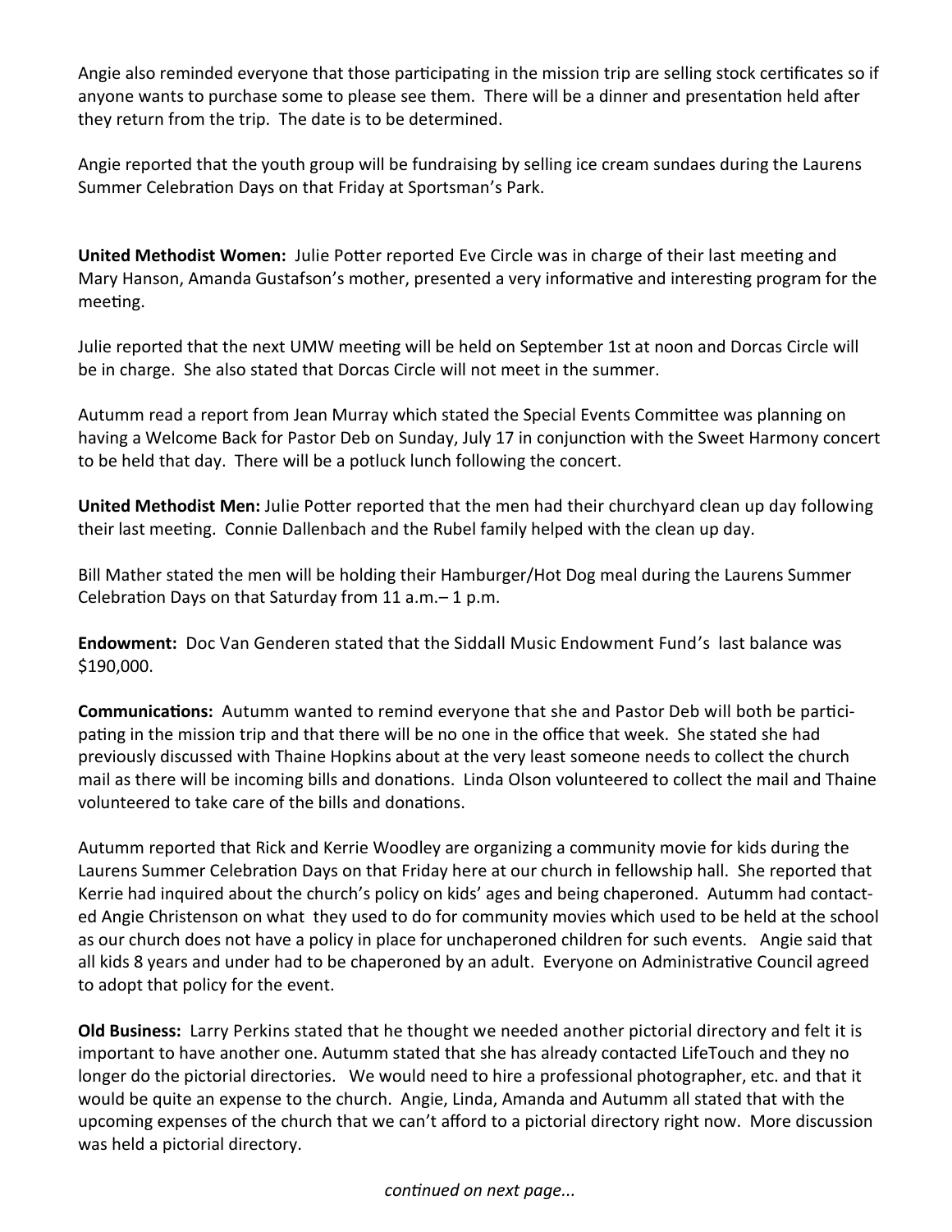Angie also reminded everyone that those participating in the mission trip are selling stock certificates so if anyone wants to purchase some to please see them. There will be a dinner and presentation held after they return from the trip. The date is to be determined.

Angie reported that the youth group will be fundraising by selling ice cream sundaes during the Laurens Summer Celebration Days on that Friday at Sportsman's Park.

**United Methodist Women:** Julie Potter reported Eve Circle was in charge of their last meeting and Mary Hanson, Amanda Gustafson's mother, presented a very informative and interesting program for the meeting.

Julie reported that the next UMW meeting will be held on September 1st at noon and Dorcas Circle will be in charge. She also stated that Dorcas Circle will not meet in the summer.

Autumm read a report from Jean Murray which stated the Special Events Committee was planning on having a Welcome Back for Pastor Deb on Sunday, July 17 in conjunction with the Sweet Harmony concert to be held that day. There will be a potluck lunch following the concert.

**United Methodist Men:** Julie Potter reported that the men had their churchyard clean up day following their last meeting. Connie Dallenbach and the Rubel family helped with the clean up day.

Bill Mather stated the men will be holding their Hamburger/Hot Dog meal during the Laurens Summer Celebration Days on that Saturday from 11 a.m.– 1 p.m.

**Endowment:** Doc Van Genderen stated that the Siddall Music Endowment Fund's last balance was $190,000.

**Communications:** Autumm wanted to remind everyone that she and Pastor Deb will both be participating in the mission trip and that there will be no one in the office that week. She stated she had previously discussed with Thaine Hopkins about at the very least someone needs to collect the church mail as there will be incoming bills and donations. Linda Olson volunteered to collect the mail and Thaine volunteered to take care of the bills and donations.

Autumm reported that Rick and Kerrie Woodley are organizing a community movie for kids during the Laurens Summer Celebration Days on that Friday here at our church in fellowship hall. She reported that Kerrie had inquired about the church's policy on kids' ages and being chaperoned. Autumm had contacted Angie Christenson on what they used to do for community movies which used to be held at the school as our church does not have a policy in place for unchaperoned children for such events. Angie said that all kids 8 years and under had to be chaperoned by an adult. Everyone on Administrative Council agreed to adopt that policy for the event.

**Old Business:** Larry Perkins stated that he thought we needed another pictorial directory and felt it is important to have another one. Autumm stated that she has already contacted LifeTouch and they no longer do the pictorial directories. We would need to hire a professional photographer, etc. and that it would be quite an expense to the church. Angie, Linda, Amanda and Autumm all stated that with the upcoming expenses of the church that we can't afford to a pictorial directory right now. More discussion was held a pictorial directory.

*continued on next page...*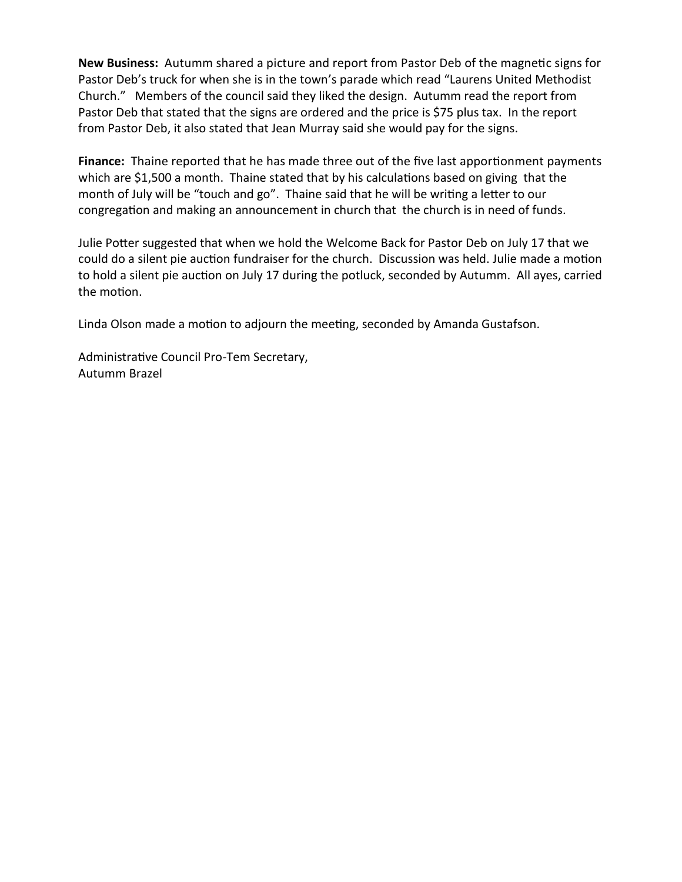**New Business:** Autumm shared a picture and report from Pastor Deb of the magnetic signs for Pastor Deb's truck for when she is in the town's parade which read "Laurens United Methodist Church." Members of the council said they liked the design. Autumm read the report from Pastor Deb that stated that the signs are ordered and the price is $75 plus tax. In the report from Pastor Deb, it also stated that Jean Murray said she would pay for the signs.

**Finance:** Thaine reported that he has made three out of the five last apportionment payments which are $1,500 a month. Thaine stated that by his calculations based on giving that the month of July will be "touch and go". Thaine said that he will be writing a letter to our congregation and making an announcement in church that the church is in need of funds.

Julie Potter suggested that when we hold the Welcome Back for Pastor Deb on July 17 that we could do a silent pie auction fundraiser for the church. Discussion was held. Julie made a motion to hold a silent pie auction on July 17 during the potluck, seconded by Autumm. All ayes, carried the motion.

Linda Olson made a motion to adjourn the meeting, seconded by Amanda Gustafson.

Administrative Council Pro-Tem Secretary,
Autumm Brazel